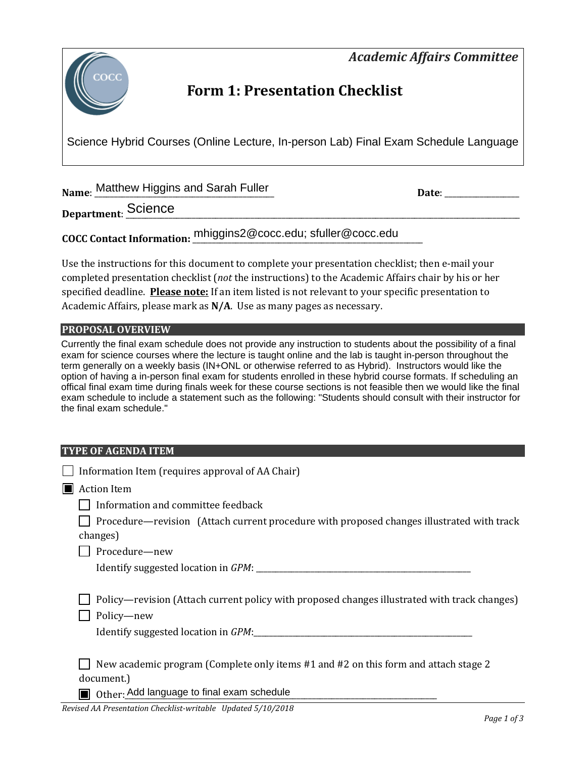*Academic Affairs Committee*

# Form 1: Presentation Checklist

Science Hybrid Courses (Online Lecture, In-person Lab) Final Exam Schedule Language

**Name**: Matthew Higgins and Sarah Fuller **Date**: ______________

**Department**: Science

**COCC Contact Information:** mhiggins2@cocc.edu; sfuller@cocc.edu

Use the instructions for this document to complete your presentation checklist; then e-mail your completed presentation checklist (*not* the instructions) to the Academic Affairs chair by his or her specified deadline. **Please note:** If an item listed is not relevant to your specific presentation to Academic Affairs, please mark as **N/A**. Use as many pages as necessary.

## PROPOSAL OVERVIEW

Currently the final exam schedule does not provide any instruction to students about the possibility of a final exam for science courses where the lecture is taught online and the lab is taught in-person throughout the term generally on a weekly basis (IN+ONL or otherwise referred to as Hybrid). Instructors would like the option of having a in-person final exam for students enrolled in these hybrid course formats. If scheduling an offical final exam time during finals week for these course sections is not feasible then we would like the final exam schedule to include a statement such as the following: "Students should consult with their instructor for the final exam schedule."

## TYPE OF AGENDA ITEM

- ☐ Information Item (requires approval of AA Chair)
- ☒ Action Item
  - ☐ Information and committee feedback
  - ☐ Procedure—revision (Attach current procedure with proposed changes illustrated with track changes)
  - ☐ Procedure—new
    Identify suggested location in *GPM*: ______________________
  - ☐ Policy—revision (Attach current policy with proposed changes illustrated with track changes)
  - ☐ Policy—new
    Identify suggested location in *GPM*: ______________________
  - ☐ New academic program (Complete only items #1 and #2 on this form and attach stage 2 document.)
  - ☒ Other: Add language to final exam schedule

*Revised AA Presentation Checklist-writable Updated 5/10/2018*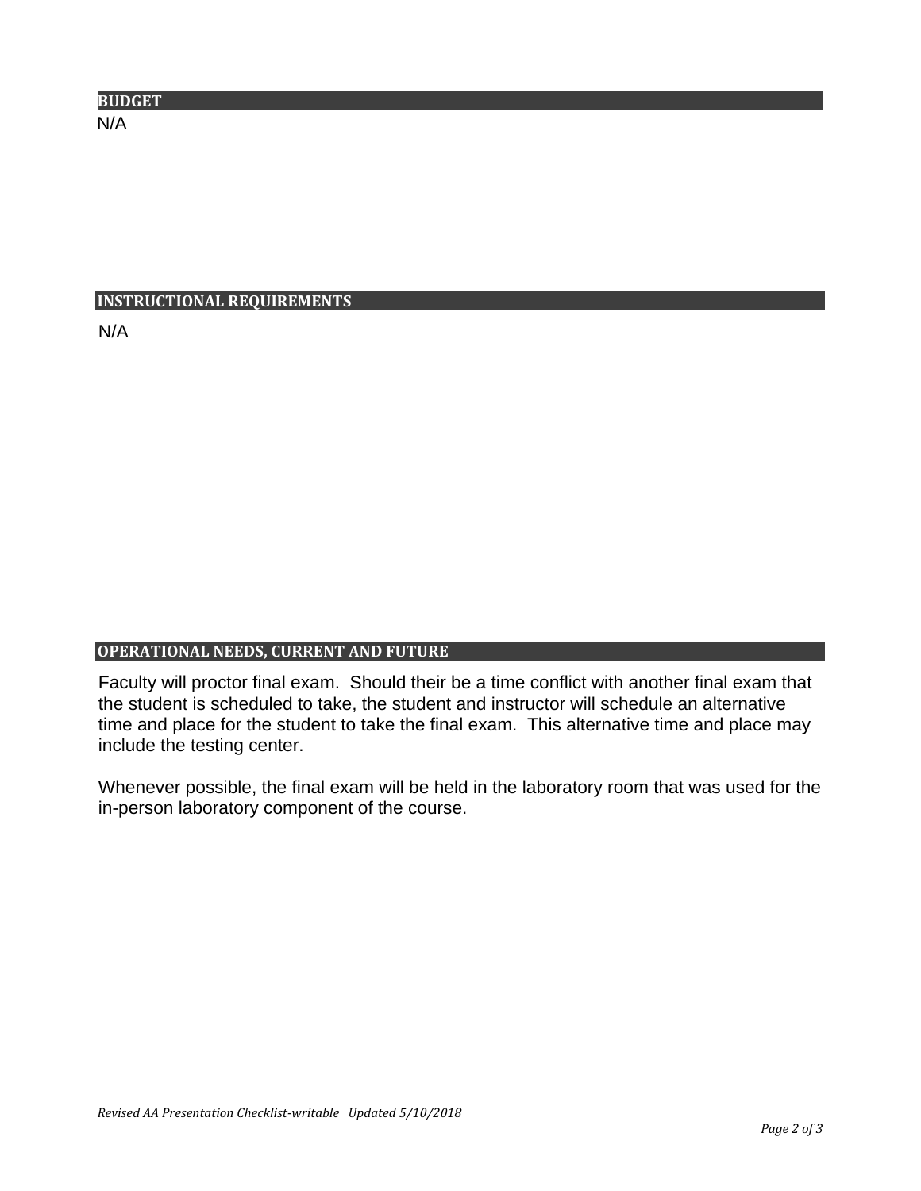## BUDGET

N/A

## INSTRUCTIONAL REQUIREMENTS

N/A

## OPERATIONAL NEEDS, CURRENT AND FUTURE

Faculty will proctor final exam.  Should their be a time conflict with another final exam that the student is scheduled to take, the student and instructor will schedule an alternative time and place for the student to take the final exam.  This alternative time and place may include the testing center.

Whenever possible, the final exam will be held in the laboratory room that was used for the in-person laboratory component of the course.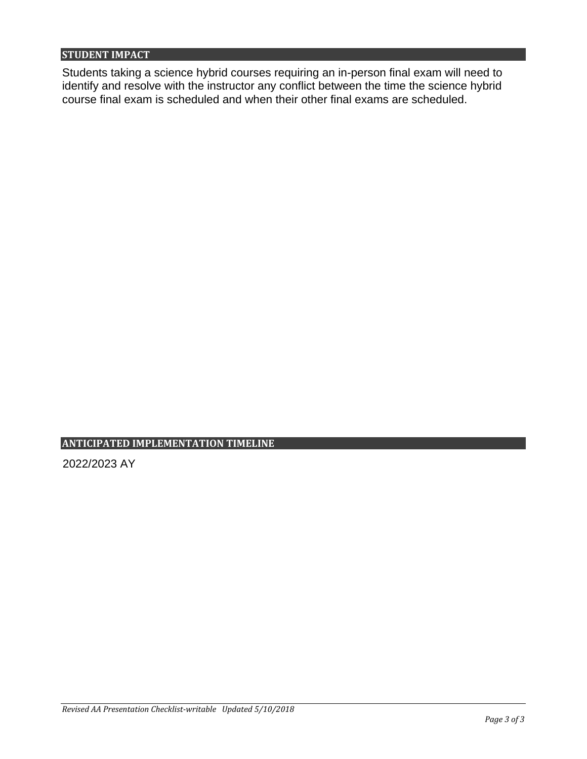## STUDENT IMPACT

Students taking a science hybrid courses requiring an in-person final exam will need to identify and resolve with the instructor any conflict between the time the science hybrid course final exam is scheduled and when their other final exams are scheduled.

## ANTICIPATED IMPLEMENTATION TIMELINE

2022/2023 AY